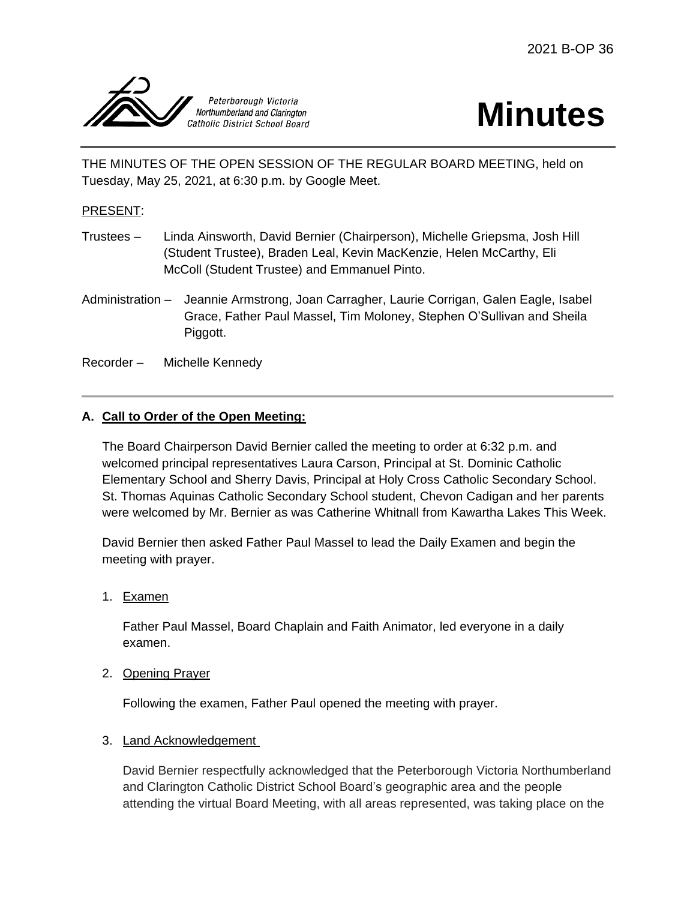2021 B-OP 36

Peterborough Victoria Northumberland and Clarington Catholic District School Board

# Minutes

THE MINUTES OF THE OPEN SESSION OF THE REGULAR BOARD MEETING, held on Tuesday, May 25, 2021, at 6:30 p.m. by Google Meet.

PRESENT:

Trustees – Linda Ainsworth, David Bernier (Chairperson), Michelle Griepsma, Josh Hill (Student Trustee), Braden Leal, Kevin MacKenzie, Helen McCarthy, Eli McColl (Student Trustee) and Emmanuel Pinto.

Administration – Jeannie Armstrong, Joan Carragher, Laurie Corrigan, Galen Eagle, Isabel Grace, Father Paul Massel, Tim Moloney, Stephen O'Sullivan and Sheila Piggott.

Recorder – Michelle Kennedy

---

## A. Call to Order of the Open Meeting:

The Board Chairperson David Bernier called the meeting to order at 6:32 p.m. and welcomed principal representatives Laura Carson, Principal at St. Dominic Catholic Elementary School and Sherry Davis, Principal at Holy Cross Catholic Secondary School. St. Thomas Aquinas Catholic Secondary School student, Chevon Cadigan and her parents were welcomed by Mr. Bernier as was Catherine Whitnall from Kawartha Lakes This Week.

David Bernier then asked Father Paul Massel to lead the Daily Examen and begin the meeting with prayer.

1. Examen

   Father Paul Massel, Board Chaplain and Faith Animator, led everyone in a daily examen.

2. Opening Prayer

   Following the examen, Father Paul opened the meeting with prayer.

3. Land Acknowledgement

   David Bernier respectfully acknowledged that the Peterborough Victoria Northumberland and Clarington Catholic District School Board's geographic area and the people attending the virtual Board Meeting, with all areas represented, was taking place on the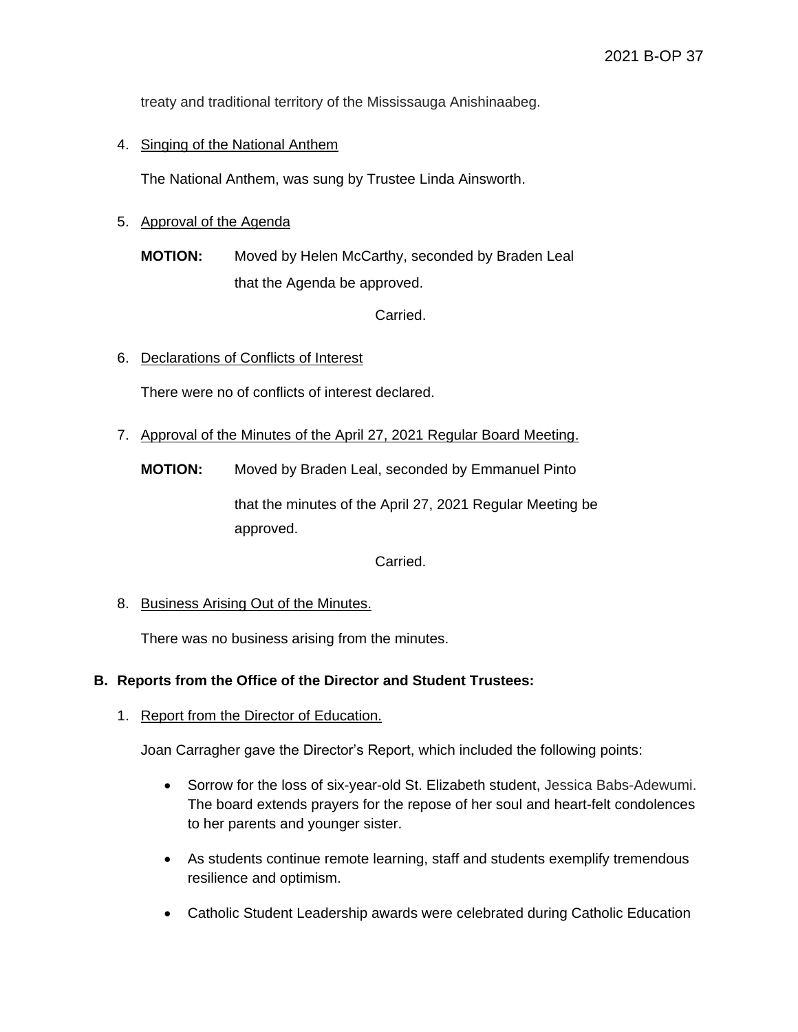treaty and traditional territory of the Mississauga Anishinaabeg.

4. Singing of the National Anthem

   The National Anthem, was sung by Trustee Linda Ainsworth.

5. Approval of the Agenda

   **MOTION:** Moved by Helen McCarthy, seconded by Braden Leal that the Agenda be approved.

   Carried.

6. Declarations of Conflicts of Interest

   There were no of conflicts of interest declared.

7. Approval of the Minutes of the April 27, 2021 Regular Board Meeting.

   **MOTION:** Moved by Braden Leal, seconded by Emmanuel Pinto

   that the minutes of the April 27, 2021 Regular Meeting be approved.

   Carried.

8. Business Arising Out of the Minutes.

   There was no business arising from the minutes.

**B. Reports from the Office of the Director and Student Trustees:**

1. Report from the Director of Education.

   Joan Carragher gave the Director's Report, which included the following points:

   - Sorrow for the loss of six-year-old St. Elizabeth student, Jessica Babs-Adewumi. The board extends prayers for the repose of her soul and heart-felt condolences to her parents and younger sister.

   - As students continue remote learning, staff and students exemplify tremendous resilience and optimism.

   - Catholic Student Leadership awards were celebrated during Catholic Education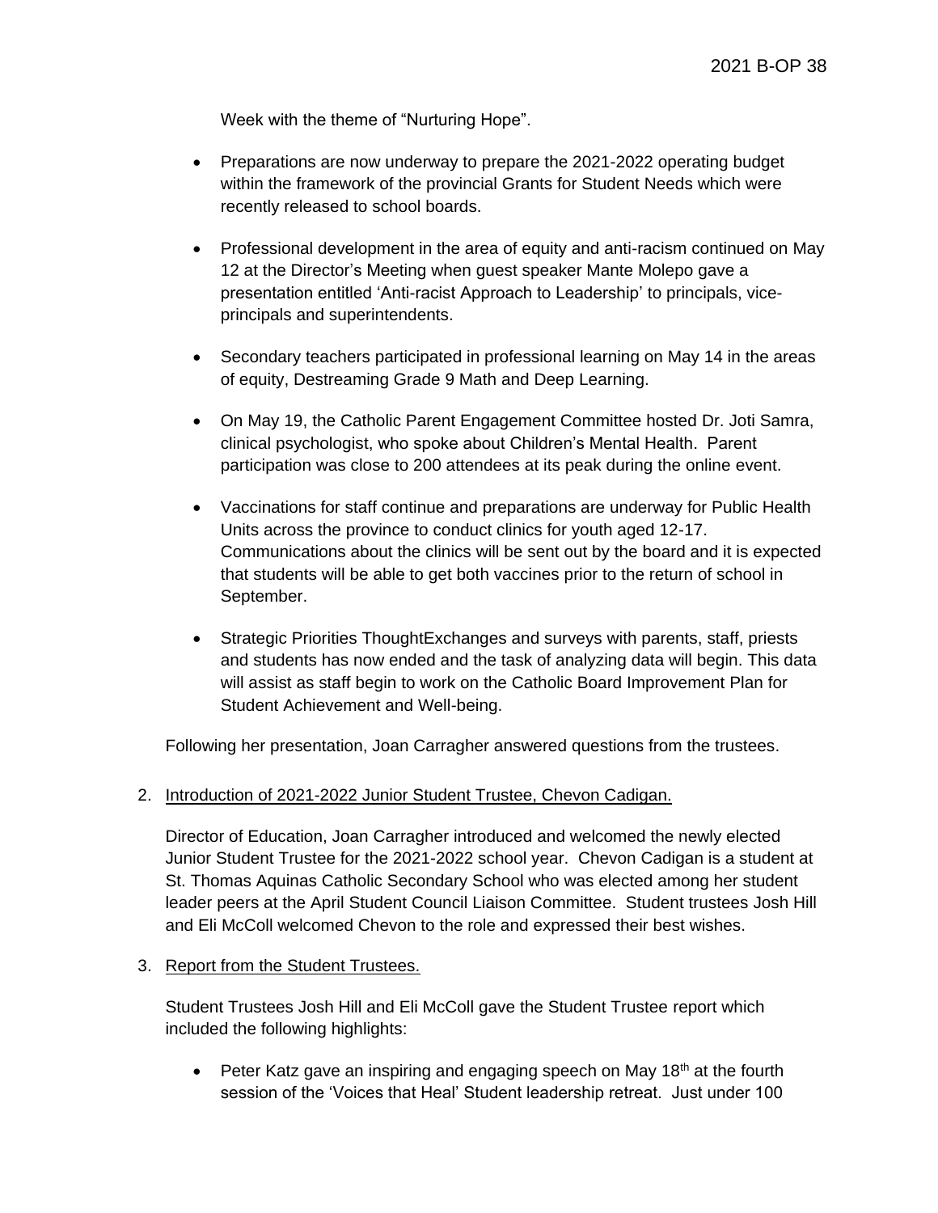Week with the theme of "Nurturing Hope".

- Preparations are now underway to prepare the 2021-2022 operating budget within the framework of the provincial Grants for Student Needs which were recently released to school boards.
- Professional development in the area of equity and anti-racism continued on May 12 at the Director's Meeting when guest speaker Mante Molepo gave a presentation entitled 'Anti-racist Approach to Leadership' to principals, vice-principals and superintendents.
- Secondary teachers participated in professional learning on May 14 in the areas of equity, Destreaming Grade 9 Math and Deep Learning.
- On May 19, the Catholic Parent Engagement Committee hosted Dr. Joti Samra, clinical psychologist, who spoke about Children's Mental Health. Parent participation was close to 200 attendees at its peak during the online event.
- Vaccinations for staff continue and preparations are underway for Public Health Units across the province to conduct clinics for youth aged 12-17. Communications about the clinics will be sent out by the board and it is expected that students will be able to get both vaccines prior to the return of school in September.
- Strategic Priorities ThoughtExchanges and surveys with parents, staff, priests and students has now ended and the task of analyzing data will begin. This data will assist as staff begin to work on the Catholic Board Improvement Plan for Student Achievement and Well-being.

Following her presentation, Joan Carragher answered questions from the trustees.

2. <u>Introduction of 2021-2022 Junior Student Trustee, Chevon Cadigan.</u>

   Director of Education, Joan Carragher introduced and welcomed the newly elected Junior Student Trustee for the 2021-2022 school year. Chevon Cadigan is a student at St. Thomas Aquinas Catholic Secondary School who was elected among her student leader peers at the April Student Council Liaison Committee. Student trustees Josh Hill and Eli McColl welcomed Chevon to the role and expressed their best wishes.

3. <u>Report from the Student Trustees.</u>

   Student Trustees Josh Hill and Eli McColl gave the Student Trustee report which included the following highlights:

   - Peter Katz gave an inspiring and engaging speech on May 18th at the fourth session of the 'Voices that Heal' Student leadership retreat. Just under 100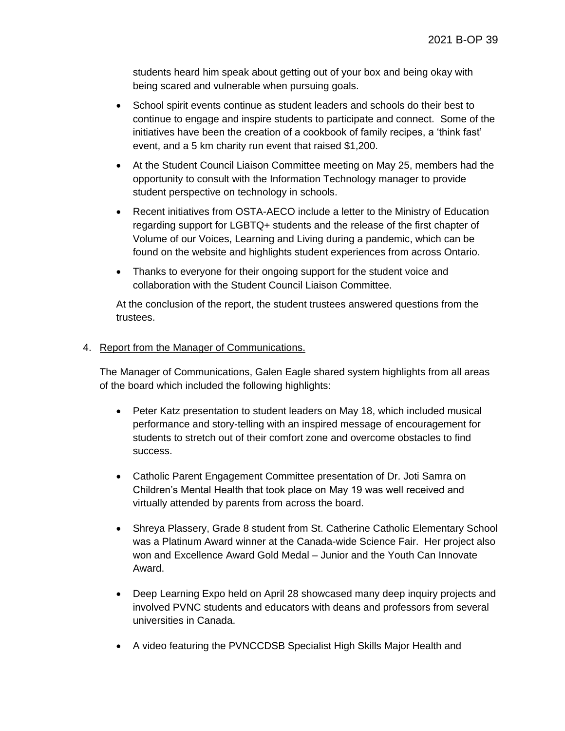students heard him speak about getting out of your box and being okay with being scared and vulnerable when pursuing goals.

- School spirit events continue as student leaders and schools do their best to continue to engage and inspire students to participate and connect. Some of the initiatives have been the creation of a cookbook of family recipes, a 'think fast' event, and a 5 km charity run event that raised $1,200.
- At the Student Council Liaison Committee meeting on May 25, members had the opportunity to consult with the Information Technology manager to provide student perspective on technology in schools.
- Recent initiatives from OSTA-AECO include a letter to the Ministry of Education regarding support for LGBTQ+ students and the release of the first chapter of Volume of our Voices, Learning and Living during a pandemic, which can be found on the website and highlights student experiences from across Ontario.
- Thanks to everyone for their ongoing support for the student voice and collaboration with the Student Council Liaison Committee.

At the conclusion of the report, the student trustees answered questions from the trustees.

4. Report from the Manager of Communications.

The Manager of Communications, Galen Eagle shared system highlights from all areas of the board which included the following highlights:

- Peter Katz presentation to student leaders on May 18, which included musical performance and story-telling with an inspired message of encouragement for students to stretch out of their comfort zone and overcome obstacles to find success.
- Catholic Parent Engagement Committee presentation of Dr. Joti Samra on Children's Mental Health that took place on May 19 was well received and virtually attended by parents from across the board.
- Shreya Plassery, Grade 8 student from St. Catherine Catholic Elementary School was a Platinum Award winner at the Canada-wide Science Fair. Her project also won and Excellence Award Gold Medal – Junior and the Youth Can Innovate Award.
- Deep Learning Expo held on April 28 showcased many deep inquiry projects and involved PVNC students and educators with deans and professors from several universities in Canada.
- A video featuring the PVNCCDSB Specialist High Skills Major Health and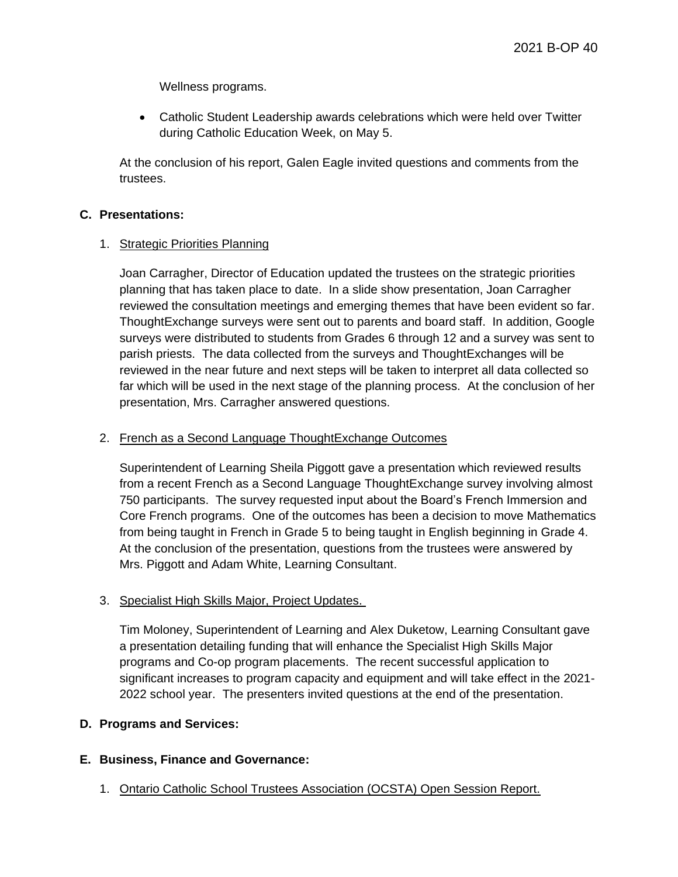Wellness programs.

- Catholic Student Leadership awards celebrations which were held over Twitter during Catholic Education Week, on May 5.

At the conclusion of his report, Galen Eagle invited questions and comments from the trustees.

**C. Presentations:**

1. <u>Strategic Priorities Planning</u>

   Joan Carragher, Director of Education updated the trustees on the strategic priorities planning that has taken place to date. In a slide show presentation, Joan Carragher reviewed the consultation meetings and emerging themes that have been evident so far. ThoughtExchange surveys were sent out to parents and board staff. In addition, Google surveys were distributed to students from Grades 6 through 12 and a survey was sent to parish priests. The data collected from the surveys and ThoughtExchanges will be reviewed in the near future and next steps will be taken to interpret all data collected so far which will be used in the next stage of the planning process. At the conclusion of her presentation, Mrs. Carragher answered questions.

2. <u>French as a Second Language ThoughtExchange Outcomes</u>

   Superintendent of Learning Sheila Piggott gave a presentation which reviewed results from a recent French as a Second Language ThoughtExchange survey involving almost 750 participants. The survey requested input about the Board's French Immersion and Core French programs. One of the outcomes has been a decision to move Mathematics from being taught in French in Grade 5 to being taught in English beginning in Grade 4. At the conclusion of the presentation, questions from the trustees were answered by Mrs. Piggott and Adam White, Learning Consultant.

3. <u>Specialist High Skills Major, Project Updates.</u>

   Tim Moloney, Superintendent of Learning and Alex Duketow, Learning Consultant gave a presentation detailing funding that will enhance the Specialist High Skills Major programs and Co-op program placements. The recent successful application to significant increases to program capacity and equipment and will take effect in the 2021-2022 school year. The presenters invited questions at the end of the presentation.

**D. Programs and Services:**

**E. Business, Finance and Governance:**

1. <u>Ontario Catholic School Trustees Association (OCSTA) Open Session Report.</u>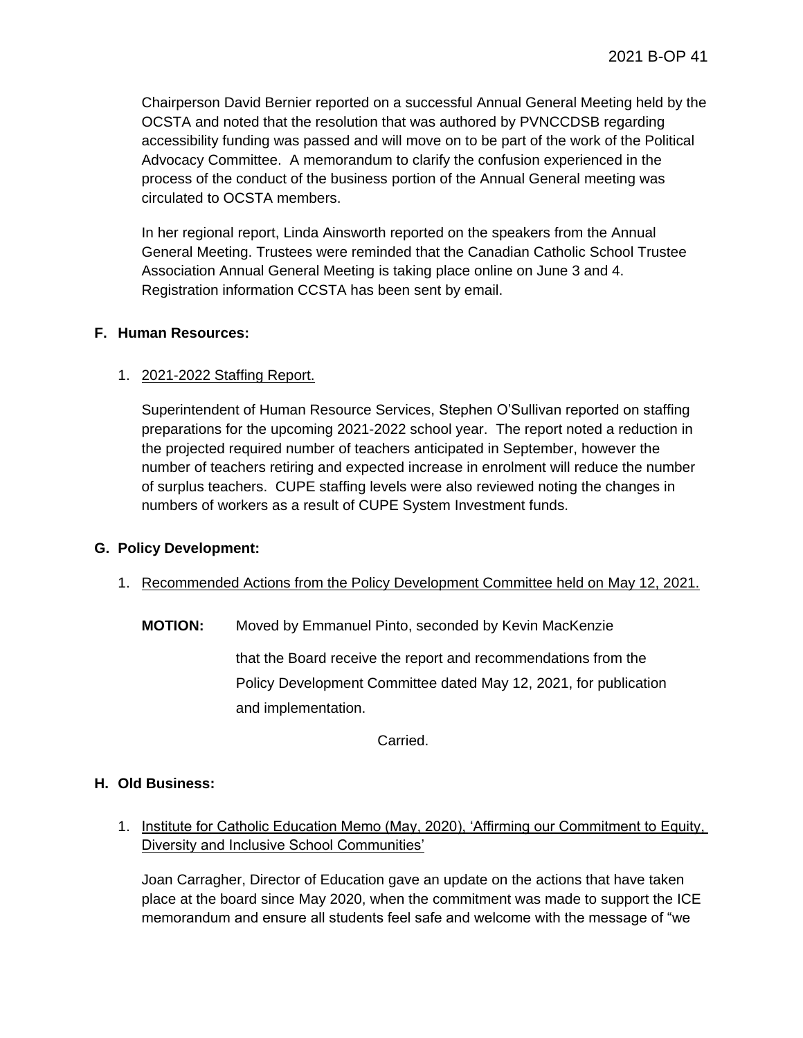Chairperson David Bernier reported on a successful Annual General Meeting held by the OCSTA and noted that the resolution that was authored by PVNCCDSB regarding accessibility funding was passed and will move on to be part of the work of the Political Advocacy Committee. A memorandum to clarify the confusion experienced in the process of the conduct of the business portion of the Annual General meeting was circulated to OCSTA members.

In her regional report, Linda Ainsworth reported on the speakers from the Annual General Meeting. Trustees were reminded that the Canadian Catholic School Trustee Association Annual General Meeting is taking place online on June 3 and 4. Registration information CCSTA has been sent by email.

## F. Human Resources:

1. 2021-2022 Staffing Report.

   Superintendent of Human Resource Services, Stephen O'Sullivan reported on staffing preparations for the upcoming 2021-2022 school year. The report noted a reduction in the projected required number of teachers anticipated in September, however the number of teachers retiring and expected increase in enrolment will reduce the number of surplus teachers. CUPE staffing levels were also reviewed noting the changes in numbers of workers as a result of CUPE System Investment funds.

## G. Policy Development:

1. Recommended Actions from the Policy Development Committee held on May 12, 2021.

   **MOTION:** Moved by Emmanuel Pinto, seconded by Kevin MacKenzie

   that the Board receive the report and recommendations from the Policy Development Committee dated May 12, 2021, for publication and implementation.

   Carried.

## H. Old Business:

1. Institute for Catholic Education Memo (May, 2020), 'Affirming our Commitment to Equity, Diversity and Inclusive School Communities'

   Joan Carragher, Director of Education gave an update on the actions that have taken place at the board since May 2020, when the commitment was made to support the ICE memorandum and ensure all students feel safe and welcome with the message of "we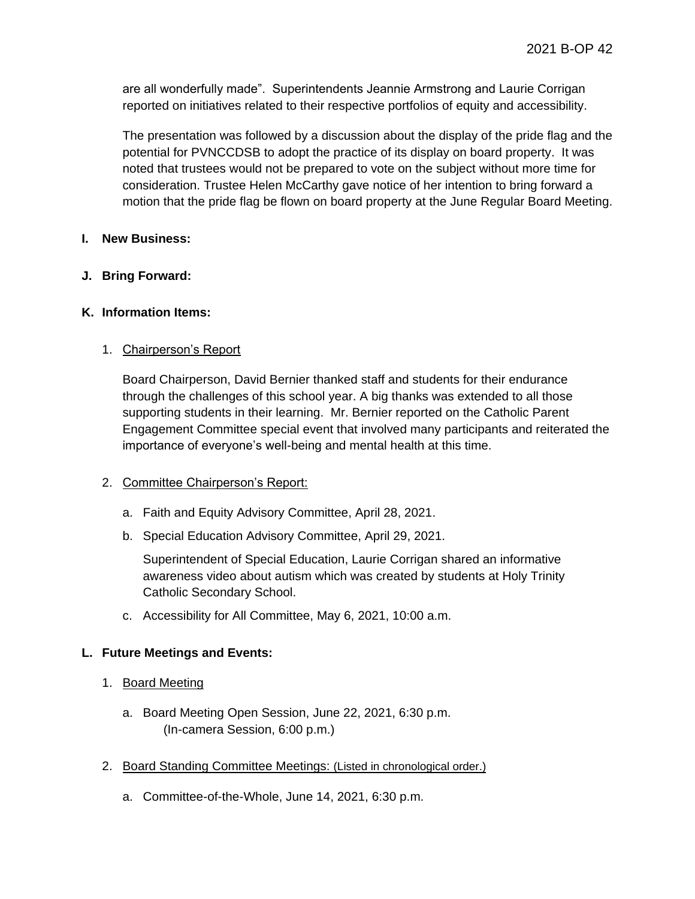are all wonderfully made". Superintendents Jeannie Armstrong and Laurie Corrigan reported on initiatives related to their respective portfolios of equity and accessibility.

The presentation was followed by a discussion about the display of the pride flag and the potential for PVNCCDSB to adopt the practice of its display on board property. It was noted that trustees would not be prepared to vote on the subject without more time for consideration. Trustee Helen McCarthy gave notice of her intention to bring forward a motion that the pride flag be flown on board property at the June Regular Board Meeting.

**I. New Business:**

**J. Bring Forward:**

**K. Information Items:**

1. Chairperson's Report

   Board Chairperson, David Bernier thanked staff and students for their endurance through the challenges of this school year. A big thanks was extended to all those supporting students in their learning. Mr. Bernier reported on the Catholic Parent Engagement Committee special event that involved many participants and reiterated the importance of everyone's well-being and mental health at this time.

2. Committee Chairperson's Report:

   a. Faith and Equity Advisory Committee, April 28, 2021.

   b. Special Education Advisory Committee, April 29, 2021.

      Superintendent of Special Education, Laurie Corrigan shared an informative awareness video about autism which was created by students at Holy Trinity Catholic Secondary School.

   c. Accessibility for All Committee, May 6, 2021, 10:00 a.m.

**L. Future Meetings and Events:**

1. Board Meeting

   a. Board Meeting Open Session, June 22, 2021, 6:30 p.m.
      (In-camera Session, 6:00 p.m.)

2. Board Standing Committee Meetings: (Listed in chronological order.)

   a. Committee-of-the-Whole, June 14, 2021, 6:30 p.m.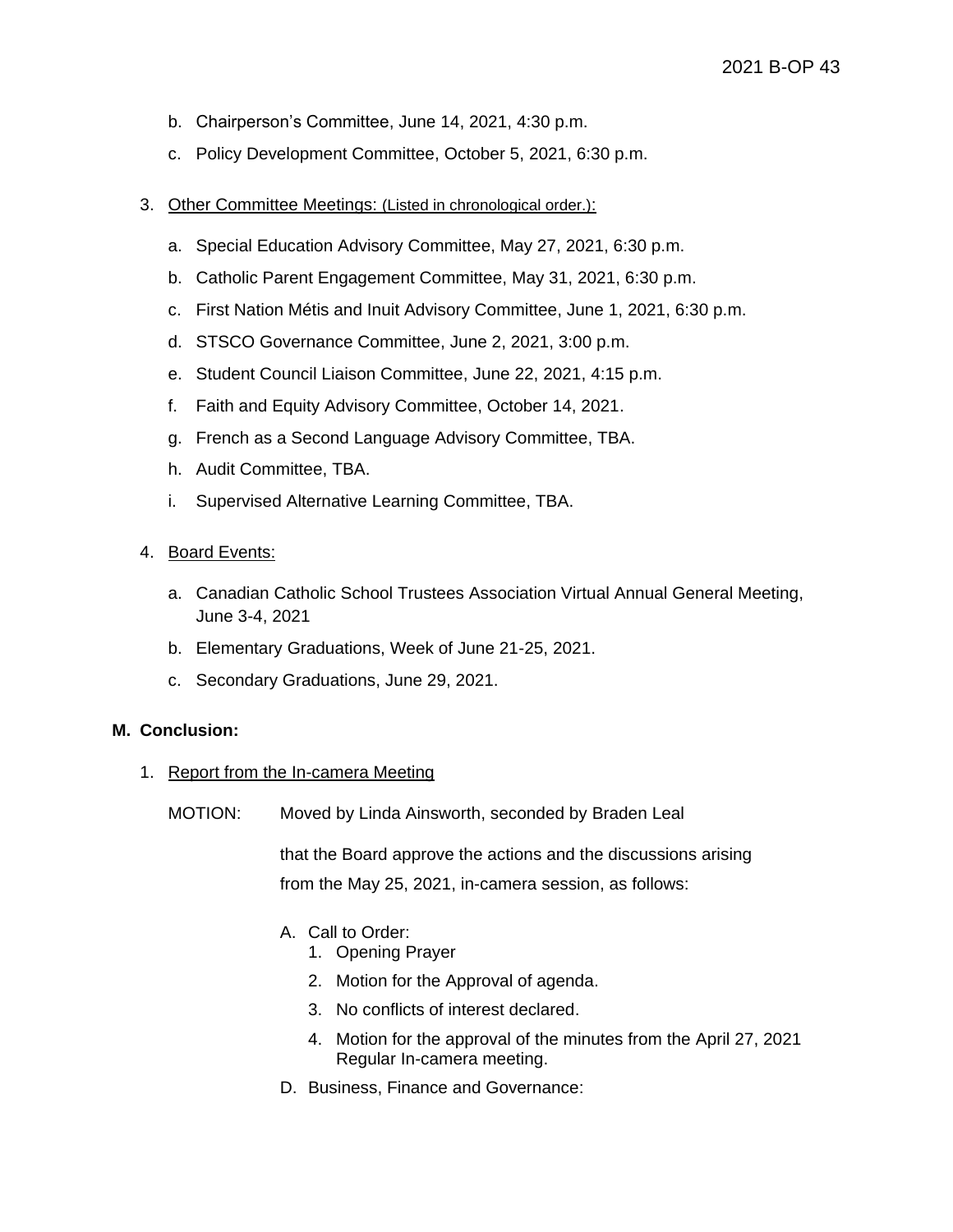b. Chairperson's Committee, June 14, 2021, 4:30 p.m.

c. Policy Development Committee, October 5, 2021, 6:30 p.m.

3. Other Committee Meetings: (Listed in chronological order.):

   a. Special Education Advisory Committee, May 27, 2021, 6:30 p.m.

   b. Catholic Parent Engagement Committee, May 31, 2021, 6:30 p.m.

   c. First Nation Métis and Inuit Advisory Committee, June 1, 2021, 6:30 p.m.

   d. STSCO Governance Committee, June 2, 2021, 3:00 p.m.

   e. Student Council Liaison Committee, June 22, 2021, 4:15 p.m.

   f. Faith and Equity Advisory Committee, October 14, 2021.

   g. French as a Second Language Advisory Committee, TBA.

   h. Audit Committee, TBA.

   i. Supervised Alternative Learning Committee, TBA.

4. Board Events:

   a. Canadian Catholic School Trustees Association Virtual Annual General Meeting, June 3-4, 2021

   b. Elementary Graduations, Week of June 21-25, 2021.

   c. Secondary Graduations, June 29, 2021.

**M. Conclusion:**

1. Report from the In-camera Meeting

MOTION: Moved by Linda Ainsworth, seconded by Braden Leal

that the Board approve the actions and the discussions arising from the May 25, 2021, in-camera session, as follows:

A. Call to Order:
   1. Opening Prayer
   2. Motion for the Approval of agenda.
   3. No conflicts of interest declared.
   4. Motion for the approval of the minutes from the April 27, 2021 Regular In-camera meeting.

D. Business, Finance and Governance: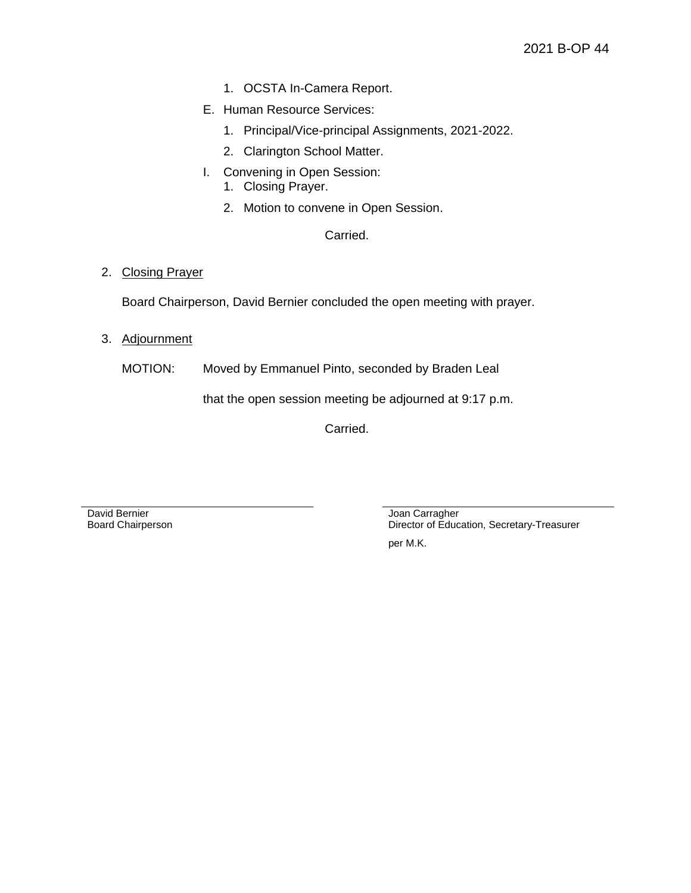1. OCSTA In-Camera Report.

E. Human Resource Services:

1. Principal/Vice-principal Assignments, 2021-2022.
2. Clarington School Matter.

I. Convening in Open Session:

1. Closing Prayer.
2. Motion to convene in Open Session.

Carried.

2. Closing Prayer

Board Chairperson, David Bernier concluded the open meeting with prayer.

3. Adjournment

MOTION: Moved by Emmanuel Pinto, seconded by Braden Leal

that the open session meeting be adjourned at 9:17 p.m.

Carried.

David Bernier
Board Chairperson

Joan Carragher
Director of Education, Secretary-Treasurer

per M.K.